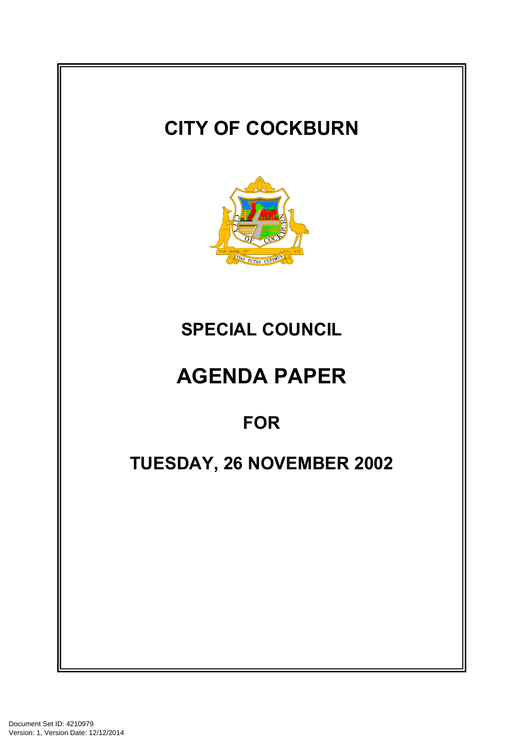# CITY OF COCKBURN

## SPECIAL COUNCIL

# AGENDA PAPER

## FOR

## TUESDAY, 26 NOVEMBER 2002

Document Set ID: 4210979
Version: 1, Version Date: 12/12/2014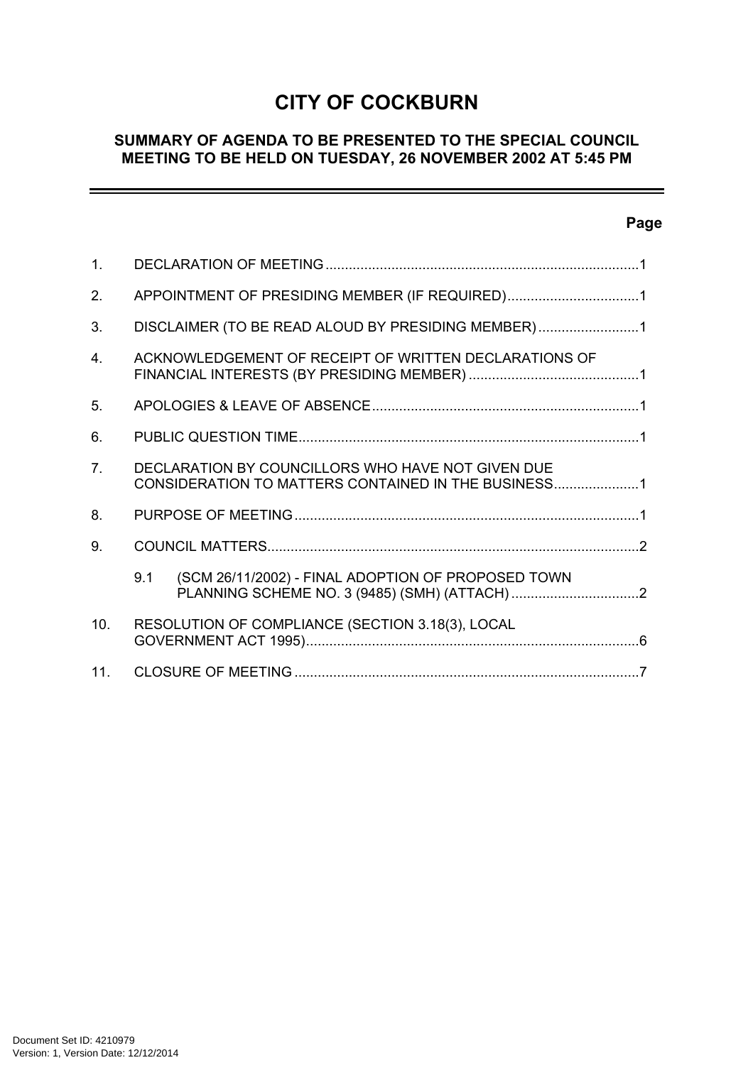# CITY OF COCKBURN

## SUMMARY OF AGENDA TO BE PRESENTED TO THE SPECIAL COUNCIL MEETING TO BE HELD ON TUESDAY, 26 NOVEMBER 2002 AT 5:45 PM

---

| | | Page |
|---|---|---|
| 1. | DECLARATION OF MEETING | 1 |
| 2. | APPOINTMENT OF PRESIDING MEMBER (IF REQUIRED) | 1 |
| 3. | DISCLAIMER (TO BE READ ALOUD BY PRESIDING MEMBER) | 1 |
| 4. | ACKNOWLEDGEMENT OF RECEIPT OF WRITTEN DECLARATIONS OF FINANCIAL INTERESTS (BY PRESIDING MEMBER) | 1 |
| 5. | APOLOGIES & LEAVE OF ABSENCE | 1 |
| 6. | PUBLIC QUESTION TIME | 1 |
| 7. | DECLARATION BY COUNCILLORS WHO HAVE NOT GIVEN DUE CONSIDERATION TO MATTERS CONTAINED IN THE BUSINESS | 1 |
| 8. | PURPOSE OF MEETING | 1 |
| 9. | COUNCIL MATTERS | 2 |
| | 9.1 (SCM 26/11/2002) - FINAL ADOPTION OF PROPOSED TOWN PLANNING SCHEME NO. 3 (9485) (SMH) (ATTACH) | 2 |
| 10. | RESOLUTION OF COMPLIANCE (SECTION 3.18(3), LOCAL GOVERNMENT ACT 1995) | 6 |
| 11. | CLOSURE OF MEETING | 7 |

Document Set ID: 4210979
Version: 1, Version Date: 12/12/2014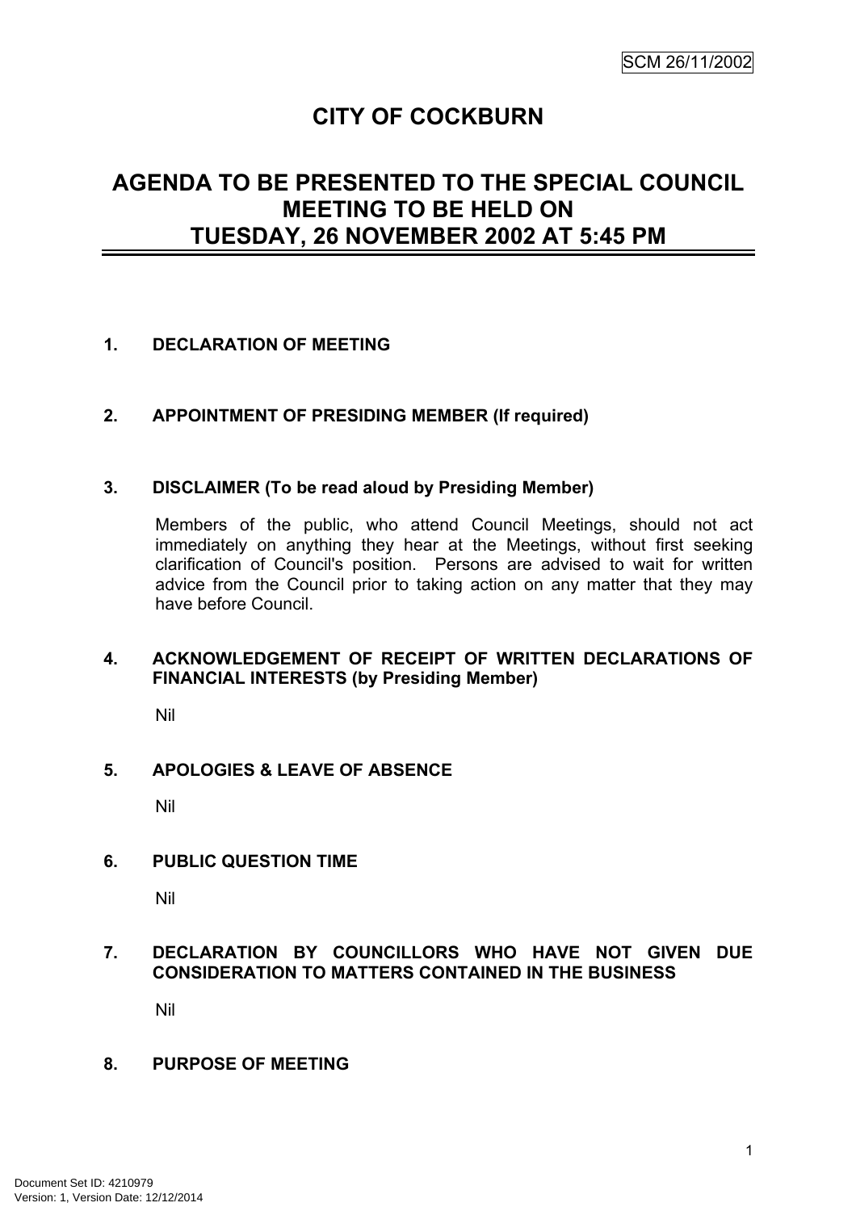SCM 26/11/2002

# CITY OF COCKBURN

## AGENDA TO BE PRESENTED TO THE SPECIAL COUNCIL MEETING TO BE HELD ON TUESDAY, 26 NOVEMBER 2002 AT 5:45 PM

**1. DECLARATION OF MEETING**

**2. APPOINTMENT OF PRESIDING MEMBER (If required)**

**3. DISCLAIMER (To be read aloud by Presiding Member)**

Members of the public, who attend Council Meetings, should not act immediately on anything they hear at the Meetings, without first seeking clarification of Council's position. Persons are advised to wait for written advice from the Council prior to taking action on any matter that they may have before Council.

**4. ACKNOWLEDGEMENT OF RECEIPT OF WRITTEN DECLARATIONS OF FINANCIAL INTERESTS (by Presiding Member)**

Nil

**5. APOLOGIES & LEAVE OF ABSENCE**

Nil

**6. PUBLIC QUESTION TIME**

Nil

**7. DECLARATION BY COUNCILLORS WHO HAVE NOT GIVEN DUE CONSIDERATION TO MATTERS CONTAINED IN THE BUSINESS**

Nil

**8. PURPOSE OF MEETING**

Document Set ID: 4210979
Version: 1, Version Date: 12/12/2014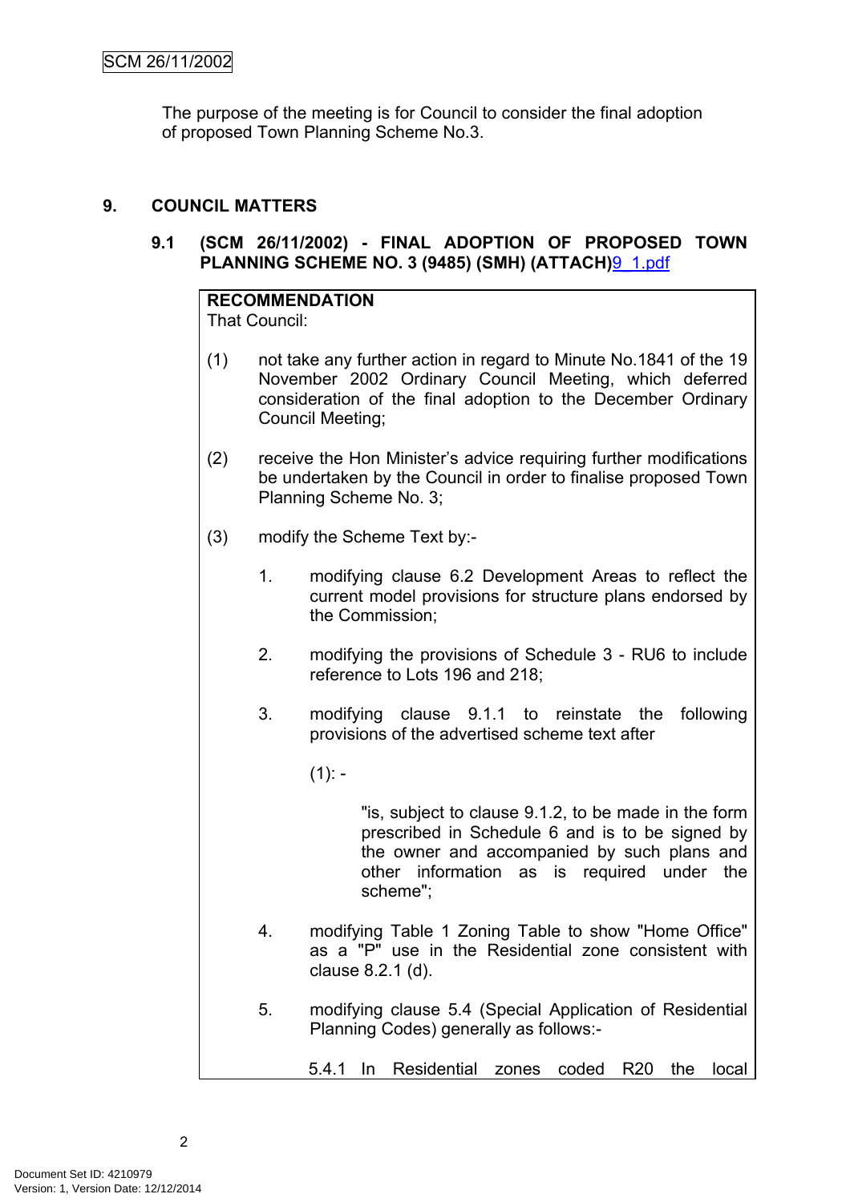The purpose of the meeting is for Council to consider the final adoption of proposed Town Planning Scheme No.3.

## 9. COUNCIL MATTERS

### 9.1 (SCM 26/11/2002) - FINAL ADOPTION OF PROPOSED TOWN PLANNING SCHEME NO. 3 (9485) (SMH) (ATTACH)9_1.pdf

**RECOMMENDATION**

That Council:

(1) not take any further action in regard to Minute No.1841 of the 19 November 2002 Ordinary Council Meeting, which deferred consideration of the final adoption to the December Ordinary Council Meeting;

(2) receive the Hon Minister's advice requiring further modifications be undertaken by the Council in order to finalise proposed Town Planning Scheme No. 3;

(3) modify the Scheme Text by:-

1. modifying clause 6.2 Development Areas to reflect the current model provisions for structure plans endorsed by the Commission;

2. modifying the provisions of Schedule 3 - RU6 to include reference to Lots 196 and 218;

3. modifying clause 9.1.1 to reinstate the following provisions of the advertised scheme text after

   (1): -

   "is, subject to clause 9.1.2, to be made in the form prescribed in Schedule 6 and is to be signed by the owner and accompanied by such plans and other information as is required under the scheme";

4. modifying Table 1 Zoning Table to show "Home Office" as a "P" use in the Residential zone consistent with clause 8.2.1 (d).

5. modifying clause 5.4 (Special Application of Residential Planning Codes) generally as follows:-

   5.4.1 In Residential zones coded R20 the local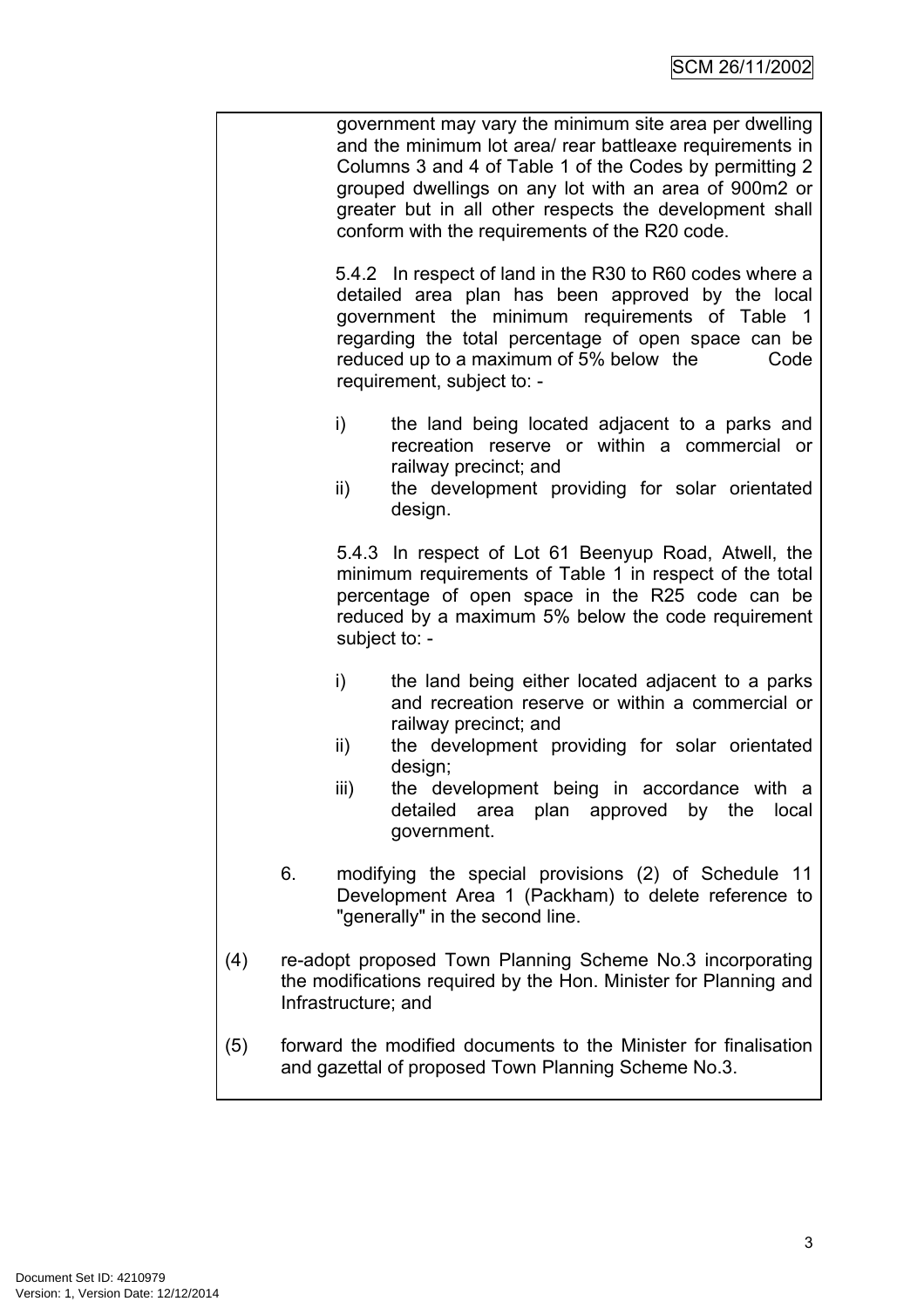government may vary the minimum site area per dwelling and the minimum lot area/ rear battleaxe requirements in Columns 3 and 4 of Table 1 of the Codes by permitting 2 grouped dwellings on any lot with an area of 900m2 or greater but in all other respects the development shall conform with the requirements of the R20 code.

5.4.2 In respect of land in the R30 to R60 codes where a detailed area plan has been approved by the local government the minimum requirements of Table 1 regarding the total percentage of open space can be reduced up to a maximum of 5% below the Code requirement, subject to: -

i) the land being located adjacent to a parks and recreation reserve or within a commercial or railway precinct; and
ii) the development providing for solar orientated design.

5.4.3 In respect of Lot 61 Beenyup Road, Atwell, the minimum requirements of Table 1 in respect of the total percentage of open space in the R25 code can be reduced by a maximum 5% below the code requirement subject to: -

i) the land being either located adjacent to a parks and recreation reserve or within a commercial or railway precinct; and
ii) the development providing for solar orientated design;
iii) the development being in accordance with a detailed area plan approved by the local government.

6. modifying the special provisions (2) of Schedule 11 Development Area 1 (Packham) to delete reference to "generally" in the second line.

(4) re-adopt proposed Town Planning Scheme No.3 incorporating the modifications required by the Hon. Minister for Planning and Infrastructure; and

(5) forward the modified documents to the Minister for finalisation and gazettal of proposed Town Planning Scheme No.3.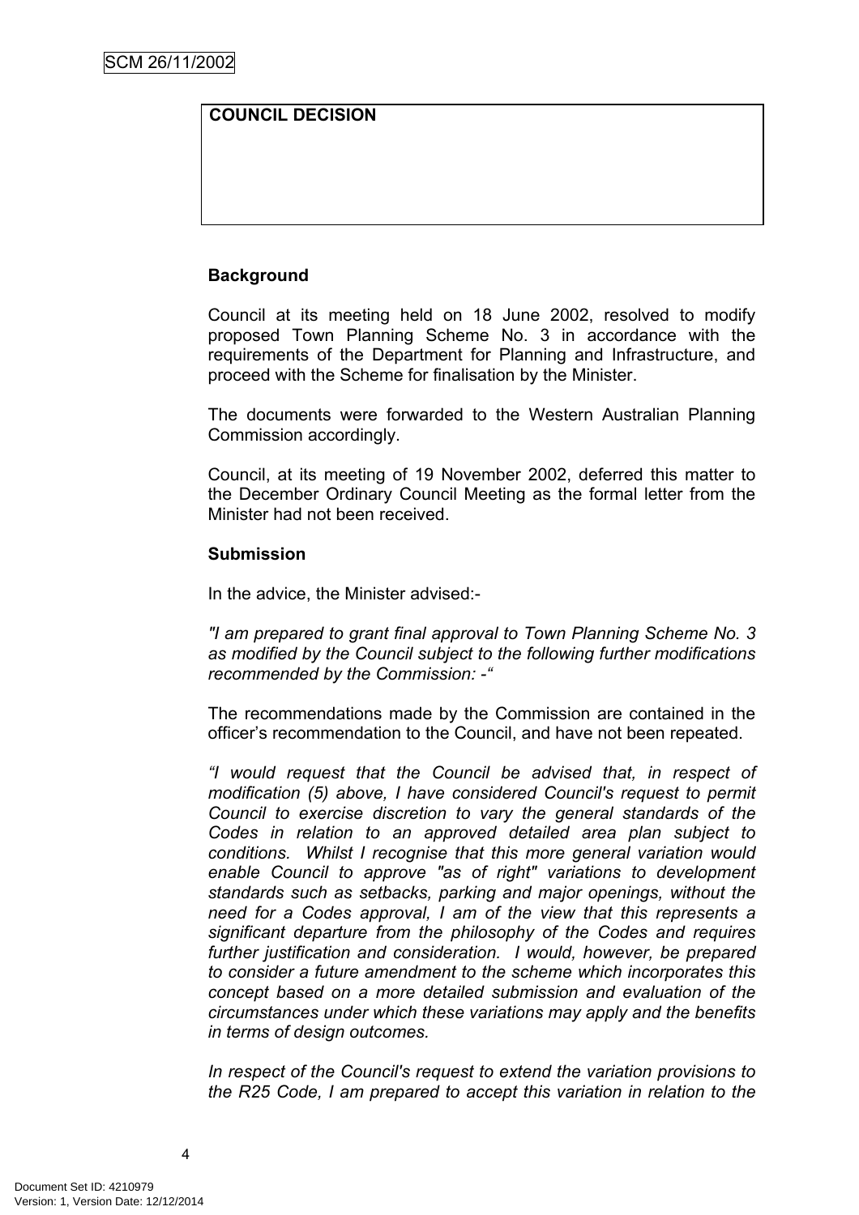| COUNCIL DECISION |
| --- |
| |

**Background**

Council at its meeting held on 18 June 2002, resolved to modify proposed Town Planning Scheme No. 3 in accordance with the requirements of the Department for Planning and Infrastructure, and proceed with the Scheme for finalisation by the Minister.

The documents were forwarded to the Western Australian Planning Commission accordingly.

Council, at its meeting of 19 November 2002, deferred this matter to the December Ordinary Council Meeting as the formal letter from the Minister had not been received.

**Submission**

In the advice, the Minister advised:-

*"I am prepared to grant final approval to Town Planning Scheme No. 3 as modified by the Council subject to the following further modifications recommended by the Commission: -"*

The recommendations made by the Commission are contained in the officer's recommendation to the Council, and have not been repeated.

*"I would request that the Council be advised that, in respect of modification (5) above, I have considered Council's request to permit Council to exercise discretion to vary the general standards of the Codes in relation to an approved detailed area plan subject to conditions. Whilst I recognise that this more general variation would enable Council to approve "as of right" variations to development standards such as setbacks, parking and major openings, without the need for a Codes approval, I am of the view that this represents a significant departure from the philosophy of the Codes and requires further justification and consideration. I would, however, be prepared to consider a future amendment to the scheme which incorporates this concept based on a more detailed submission and evaluation of the circumstances under which these variations may apply and the benefits in terms of design outcomes.*

*In respect of the Council's request to extend the variation provisions to the R25 Code, I am prepared to accept this variation in relation to the*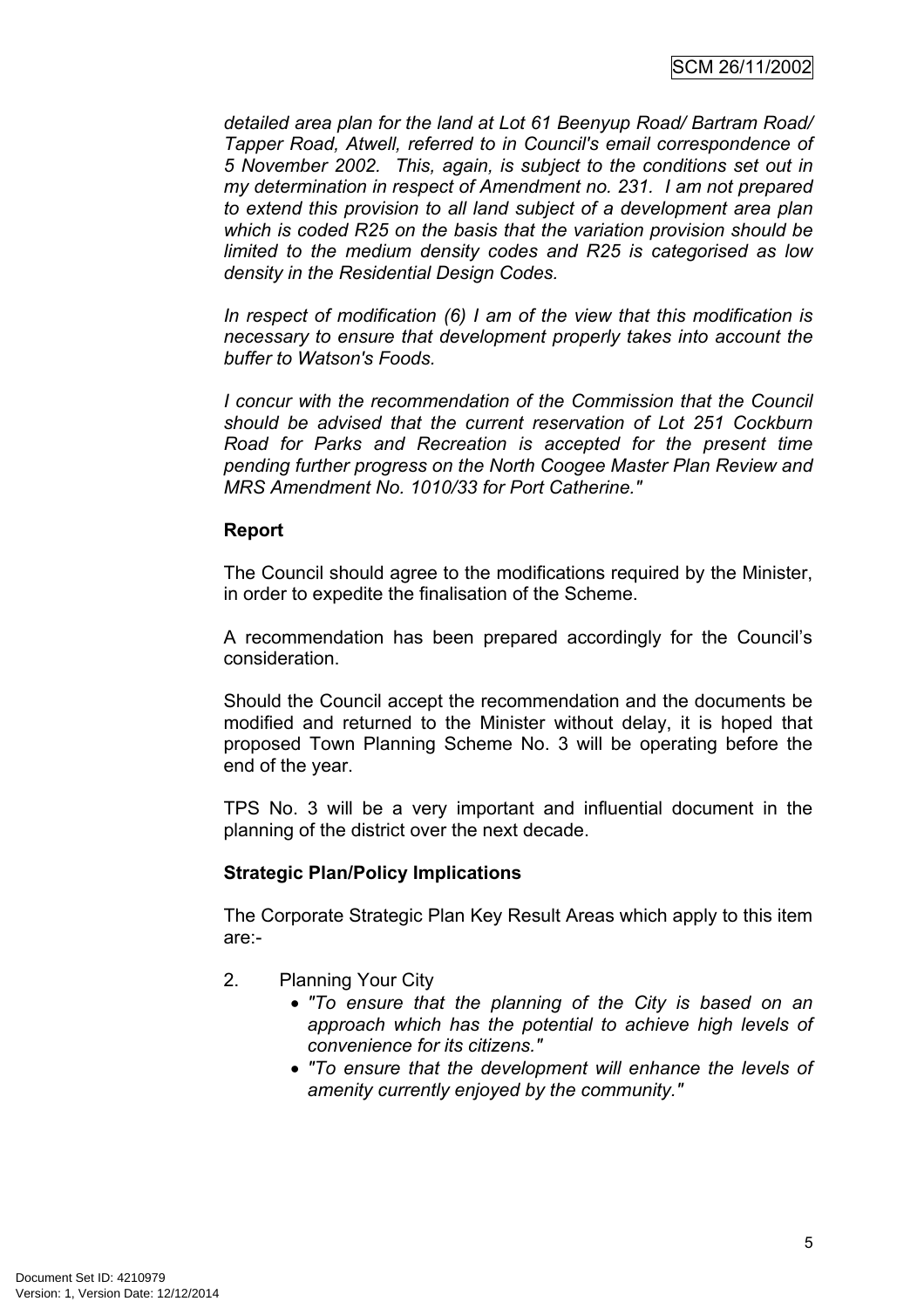*detailed area plan for the land at Lot 61 Beenyup Road/ Bartram Road/ Tapper Road, Atwell, referred to in Council's email correspondence of 5 November 2002. This, again, is subject to the conditions set out in my determination in respect of Amendment no. 231. I am not prepared to extend this provision to all land subject of a development area plan which is coded R25 on the basis that the variation provision should be limited to the medium density codes and R25 is categorised as low density in the Residential Design Codes.*

*In respect of modification (6) I am of the view that this modification is necessary to ensure that development properly takes into account the buffer to Watson's Foods.*

*I concur with the recommendation of the Commission that the Council should be advised that the current reservation of Lot 251 Cockburn Road for Parks and Recreation is accepted for the present time pending further progress on the North Coogee Master Plan Review and MRS Amendment No. 1010/33 for Port Catherine."*

**Report**

The Council should agree to the modifications required by the Minister, in order to expedite the finalisation of the Scheme.

A recommendation has been prepared accordingly for the Council's consideration.

Should the Council accept the recommendation and the documents be modified and returned to the Minister without delay, it is hoped that proposed Town Planning Scheme No. 3 will be operating before the end of the year.

TPS No. 3 will be a very important and influential document in the planning of the district over the next decade.

**Strategic Plan/Policy Implications**

The Corporate Strategic Plan Key Result Areas which apply to this item are:-

2. Planning Your City
   - *"To ensure that the planning of the City is based on an approach which has the potential to achieve high levels of convenience for its citizens."*
   - *"To ensure that the development will enhance the levels of amenity currently enjoyed by the community."*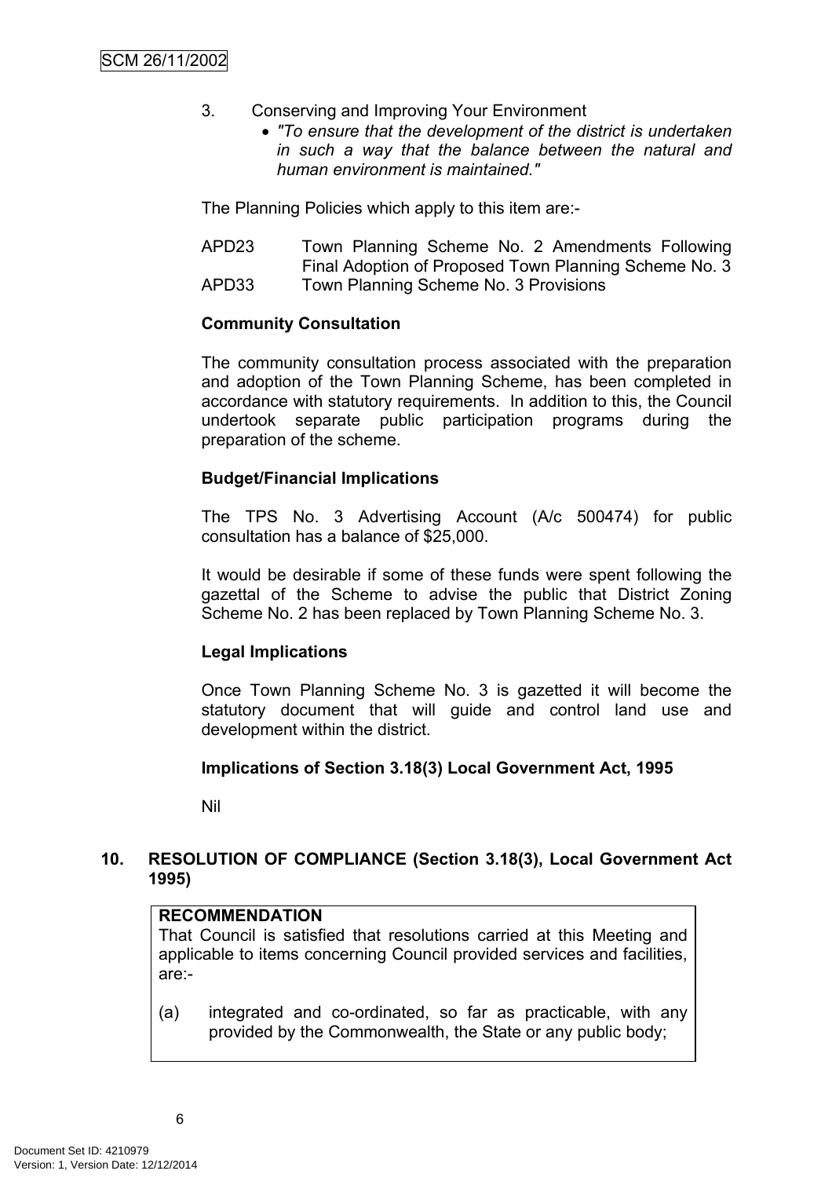3. Conserving and Improving Your Environment
   - *"To ensure that the development of the district is undertaken in such a way that the balance between the natural and human environment is maintained."*

The Planning Policies which apply to this item are:-

APD23 Town Planning Scheme No. 2 Amendments Following Final Adoption of Proposed Town Planning Scheme No. 3
APD33 Town Planning Scheme No. 3 Provisions

**Community Consultation**

The community consultation process associated with the preparation and adoption of the Town Planning Scheme, has been completed in accordance with statutory requirements. In addition to this, the Council undertook separate public participation programs during the preparation of the scheme.

**Budget/Financial Implications**

The TPS No. 3 Advertising Account (A/c 500474) for public consultation has a balance of $25,000.

It would be desirable if some of these funds were spent following the gazettal of the Scheme to advise the public that District Zoning Scheme No. 2 has been replaced by Town Planning Scheme No. 3.

**Legal Implications**

Once Town Planning Scheme No. 3 is gazetted it will become the statutory document that will guide and control land use and development within the district.

**Implications of Section 3.18(3) Local Government Act, 1995**

Nil

## 10. RESOLUTION OF COMPLIANCE (Section 3.18(3), Local Government Act 1995)

**RECOMMENDATION**

That Council is satisfied that resolutions carried at this Meeting and applicable to items concerning Council provided services and facilities, are:-

(a) integrated and co-ordinated, so far as practicable, with any provided by the Commonwealth, the State or any public body;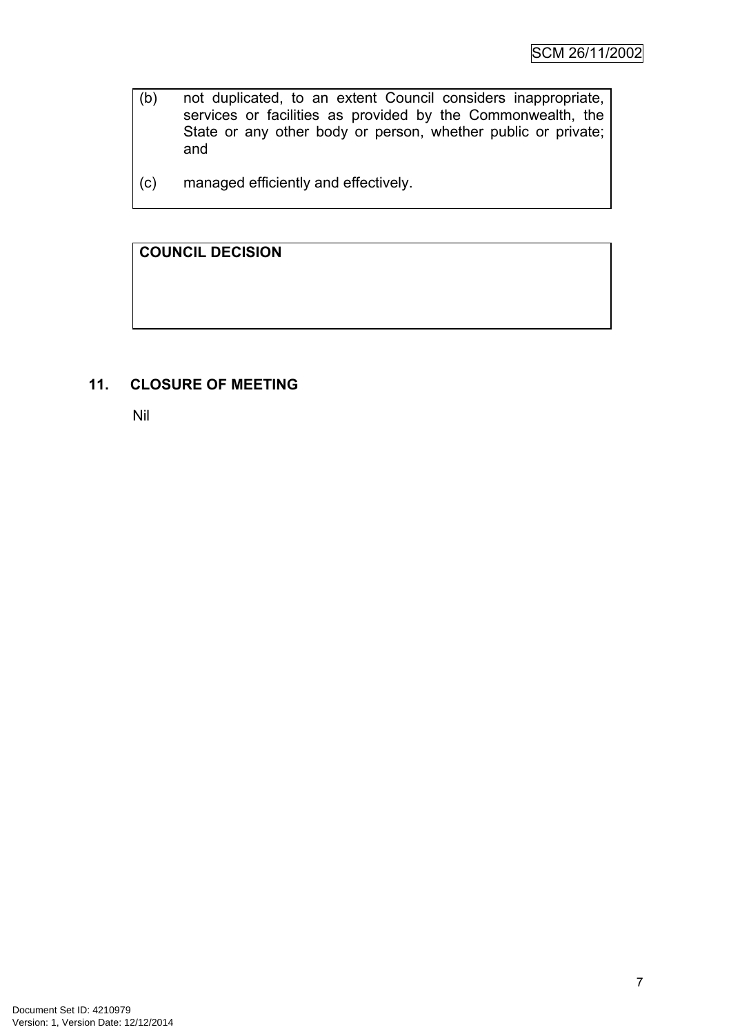(b) not duplicated, to an extent Council considers inappropriate, services or facilities as provided by the Commonwealth, the State or any other body or person, whether public or private; and

(c) managed efficiently and effectively.

**COUNCIL DECISION**

## 11. CLOSURE OF MEETING

Nil

Document Set ID: 4210979
Version: 1, Version Date: 12/12/2014